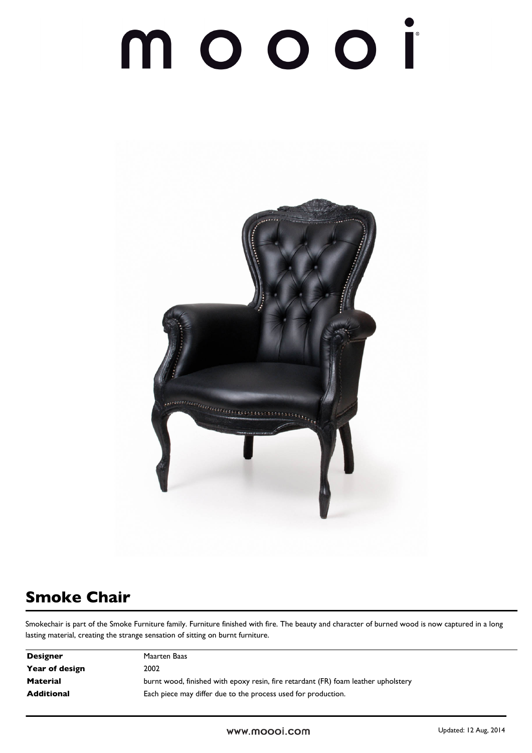# moooi

## Smoke Chair

Smokechair is part of the Smoke Furniture family. Furniture finished with fire. The beauty and character of burned wood is now captured in a long lasting material, creating the strange sensation of sitting on burnt furniture.

| | |
|---|---|
| **Designer** | Maarten Baas |
| **Year of design** | 2002 |
| **Material** | burnt wood, finished with epoxy resin, fire retardant (FR) foam leather upholstery |
| **Additional** | Each piece may differ due to the process used for production. |

www.moooi.com

Updated: 12 Aug, 2014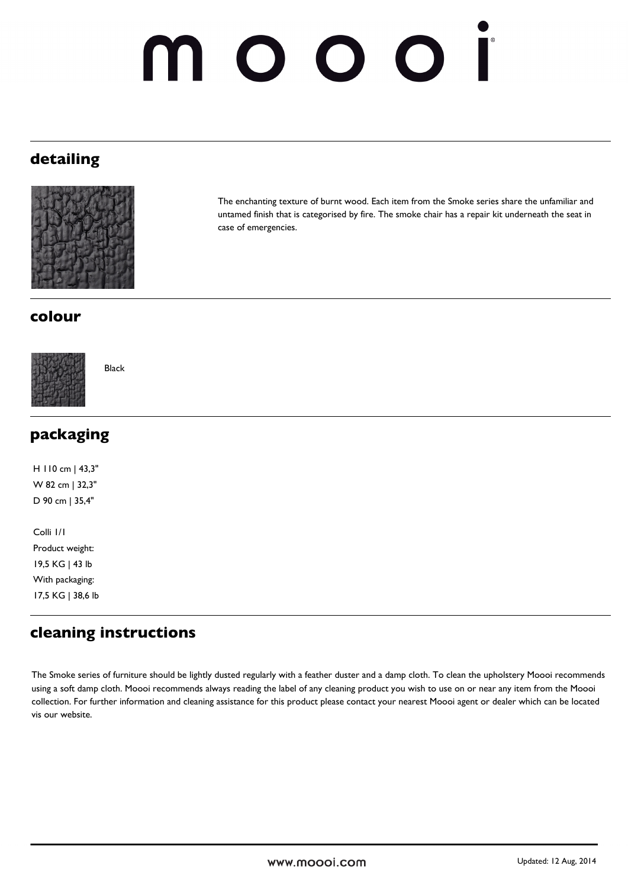## detailing

The enchanting texture of burnt wood. Each item from the Smoke series share the unfamiliar and untamed finish that is categorised by fire. The smoke chair has a repair kit underneath the seat in case of emergencies.

## colour

Black

## packaging

H 110 cm | 43,3"
W 82 cm | 32,3"
D 90 cm | 35,4"

Colli 1/1
Product weight:
19,5 KG | 43 lb
With packaging:
17,5 KG | 38,6 lb

## cleaning instructions

The Smoke series of furniture should be lightly dusted regularly with a feather duster and a damp cloth. To clean the upholstery Moooi recommends using a soft damp cloth. Moooi recommends always reading the label of any cleaning product you wish to use on or near any item from the Moooi collection. For further information and cleaning assistance for this product please contact your nearest Moooi agent or dealer which can be located vis our website.

www.moooi.com

Updated: 12 Aug, 2014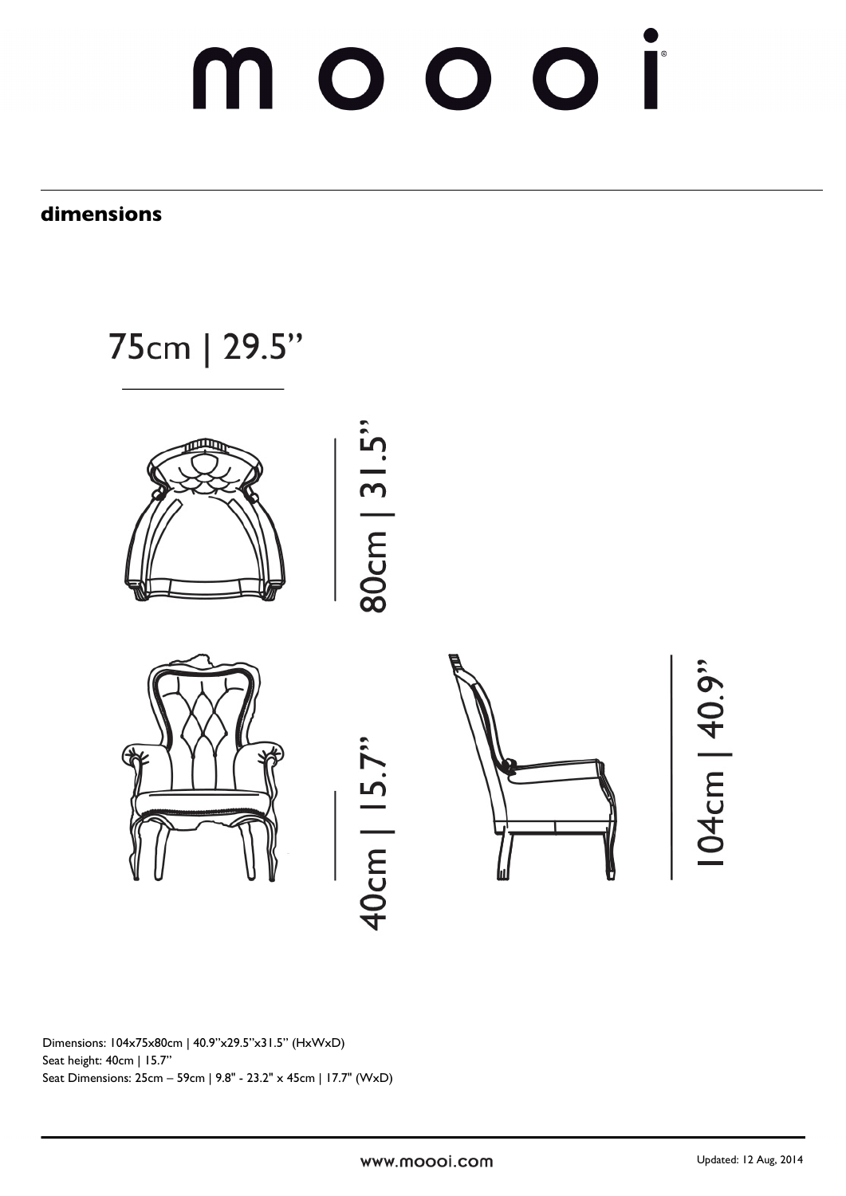# moooi

## dimensions

75cm | 29.5"

80cm | 31.5"

40cm | 15.7"

104cm | 40.9"

Dimensions: 104x75x80cm | 40.9"x29.5"x31.5" (HxWxD)
Seat height: 40cm | 15.7"
Seat Dimensions: 25cm – 59cm | 9.8" - 23.2" x 45cm | 17.7" (WxD)

www.moooi.com

Updated: 12 Aug, 2014